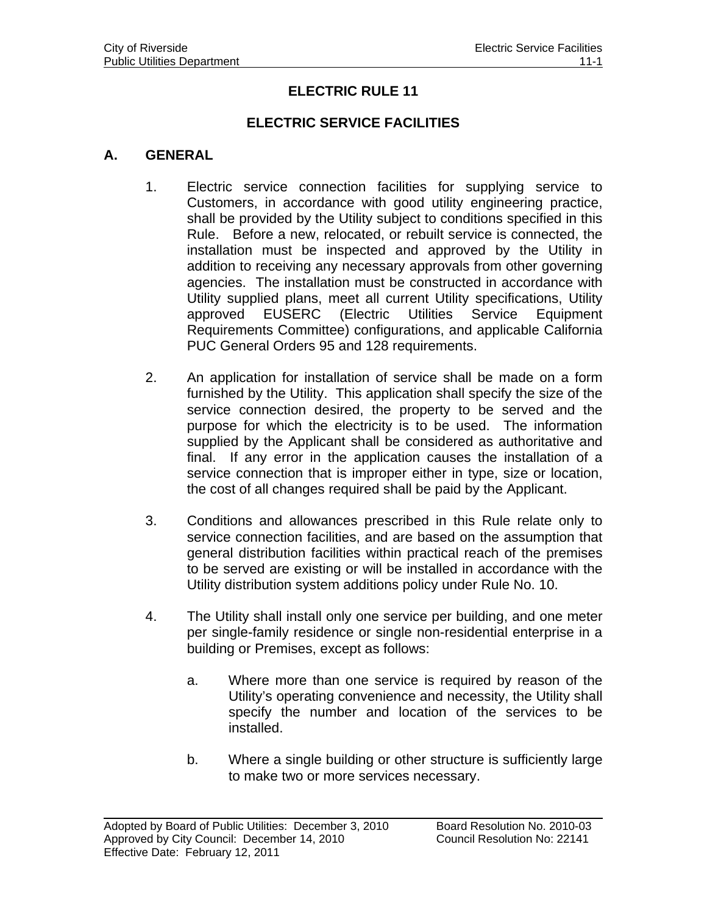# ELECTRIC RULE 11

## ELECTRIC SERVICE FACILITIES

### A. GENERAL

1. Electric service connection facilities for supplying service to Customers, in accordance with good utility engineering practice, shall be provided by the Utility subject to conditions specified in this Rule. Before a new, relocated, or rebuilt service is connected, the installation must be inspected and approved by the Utility in addition to receiving any necessary approvals from other governing agencies. The installation must be constructed in accordance with Utility supplied plans, meet all current Utility specifications, Utility approved EUSERC (Electric Utilities Service Equipment Requirements Committee) configurations, and applicable California PUC General Orders 95 and 128 requirements.

2. An application for installation of service shall be made on a form furnished by the Utility. This application shall specify the size of the service connection desired, the property to be served and the purpose for which the electricity is to be used. The information supplied by the Applicant shall be considered as authoritative and final. If any error in the application causes the installation of a service connection that is improper either in type, size or location, the cost of all changes required shall be paid by the Applicant.

3. Conditions and allowances prescribed in this Rule relate only to service connection facilities, and are based on the assumption that general distribution facilities within practical reach of the premises to be served are existing or will be installed in accordance with the Utility distribution system additions policy under Rule No. 10.

4. The Utility shall install only one service per building, and one meter per single-family residence or single non-residential enterprise in a building or Premises, except as follows:

   a. Where more than one service is required by reason of the Utility's operating convenience and necessity, the Utility shall specify the number and location of the services to be installed.

   b. Where a single building or other structure is sufficiently large to make two or more services necessary.

Adopted by Board of Public Utilities: December 3, 2010 Board Resolution No. 2010-03
Approved by City Council: December 14, 2010 Council Resolution No: 22141
Effective Date: February 12, 2011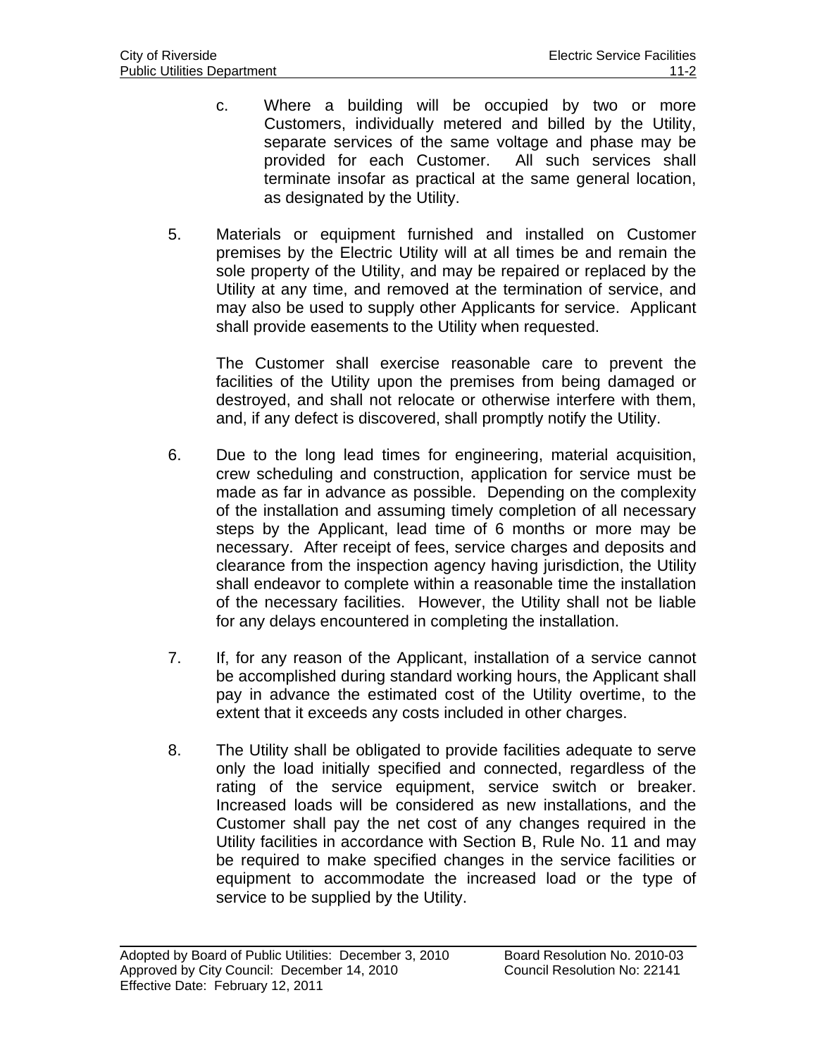c. Where a building will be occupied by two or more Customers, individually metered and billed by the Utility, separate services of the same voltage and phase may be provided for each Customer. All such services shall terminate insofar as practical at the same general location, as designated by the Utility.

5. Materials or equipment furnished and installed on Customer premises by the Electric Utility will at all times be and remain the sole property of the Utility, and may be repaired or replaced by the Utility at any time, and removed at the termination of service, and may also be used to supply other Applicants for service. Applicant shall provide easements to the Utility when requested.

   The Customer shall exercise reasonable care to prevent the facilities of the Utility upon the premises from being damaged or destroyed, and shall not relocate or otherwise interfere with them, and, if any defect is discovered, shall promptly notify the Utility.

6. Due to the long lead times for engineering, material acquisition, crew scheduling and construction, application for service must be made as far in advance as possible. Depending on the complexity of the installation and assuming timely completion of all necessary steps by the Applicant, lead time of 6 months or more may be necessary. After receipt of fees, service charges and deposits and clearance from the inspection agency having jurisdiction, the Utility shall endeavor to complete within a reasonable time the installation of the necessary facilities. However, the Utility shall not be liable for any delays encountered in completing the installation.

7. If, for any reason of the Applicant, installation of a service cannot be accomplished during standard working hours, the Applicant shall pay in advance the estimated cost of the Utility overtime, to the extent that it exceeds any costs included in other charges.

8. The Utility shall be obligated to provide facilities adequate to serve only the load initially specified and connected, regardless of the rating of the service equipment, service switch or breaker. Increased loads will be considered as new installations, and the Customer shall pay the net cost of any changes required in the Utility facilities in accordance with Section B, Rule No. 11 and may be required to make specified changes in the service facilities or equipment to accommodate the increased load or the type of service to be supplied by the Utility.

Adopted by Board of Public Utilities: December 3, 2010 Board Resolution No. 2010-03
Approved by City Council: December 14, 2010 Council Resolution No: 22141
Effective Date: February 12, 2011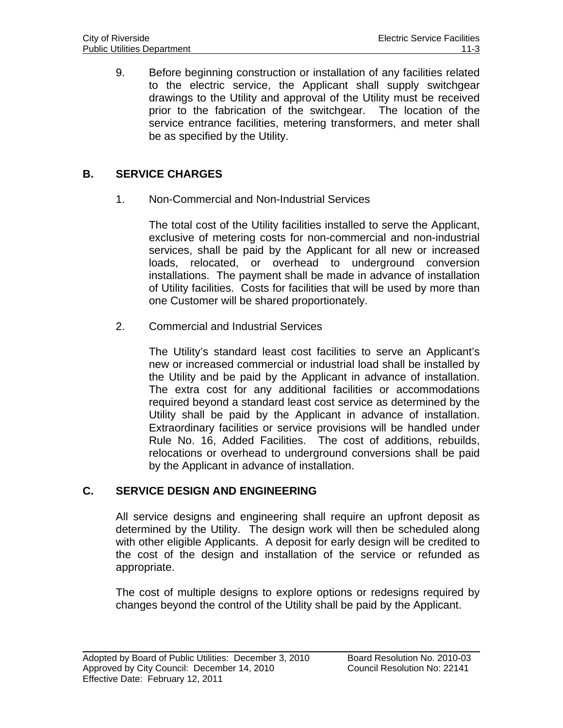9. Before beginning construction or installation of any facilities related to the electric service, the Applicant shall supply switchgear drawings to the Utility and approval of the Utility must be received prior to the fabrication of the switchgear. The location of the service entrance facilities, metering transformers, and meter shall be as specified by the Utility.

## B. SERVICE CHARGES

1. Non-Commercial and Non-Industrial Services

   The total cost of the Utility facilities installed to serve the Applicant, exclusive of metering costs for non-commercial and non-industrial services, shall be paid by the Applicant for all new or increased loads, relocated, or overhead to underground conversion installations. The payment shall be made in advance of installation of Utility facilities. Costs for facilities that will be used by more than one Customer will be shared proportionately.

2. Commercial and Industrial Services

   The Utility's standard least cost facilities to serve an Applicant's new or increased commercial or industrial load shall be installed by the Utility and be paid by the Applicant in advance of installation. The extra cost for any additional facilities or accommodations required beyond a standard least cost service as determined by the Utility shall be paid by the Applicant in advance of installation. Extraordinary facilities or service provisions will be handled under Rule No. 16, Added Facilities. The cost of additions, rebuilds, relocations or overhead to underground conversions shall be paid by the Applicant in advance of installation.

## C. SERVICE DESIGN AND ENGINEERING

All service designs and engineering shall require an upfront deposit as determined by the Utility. The design work will then be scheduled along with other eligible Applicants. A deposit for early design will be credited to the cost of the design and installation of the service or refunded as appropriate.

The cost of multiple designs to explore options or redesigns required by changes beyond the control of the Utility shall be paid by the Applicant.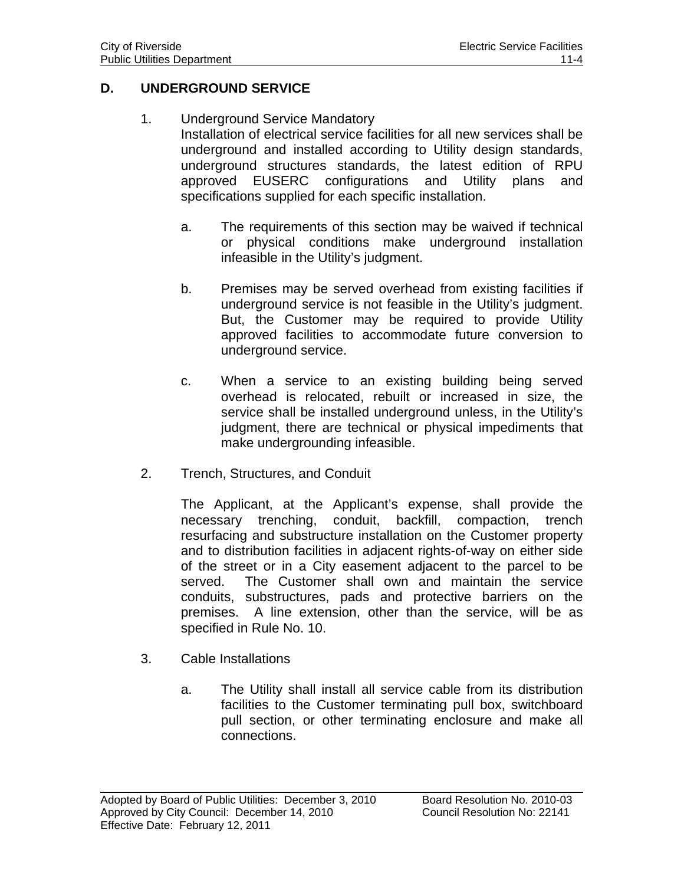## D. UNDERGROUND SERVICE

1. Underground Service Mandatory

   Installation of electrical service facilities for all new services shall be underground and installed according to Utility design standards, underground structures standards, the latest edition of RPU approved EUSERC configurations and Utility plans and specifications supplied for each specific installation.

   a. The requirements of this section may be waived if technical or physical conditions make underground installation infeasible in the Utility's judgment.

   b. Premises may be served overhead from existing facilities if underground service is not feasible in the Utility's judgment. But, the Customer may be required to provide Utility approved facilities to accommodate future conversion to underground service.

   c. When a service to an existing building being served overhead is relocated, rebuilt or increased in size, the service shall be installed underground unless, in the Utility's judgment, there are technical or physical impediments that make undergrounding infeasible.

2. Trench, Structures, and Conduit

   The Applicant, at the Applicant's expense, shall provide the necessary trenching, conduit, backfill, compaction, trench resurfacing and substructure installation on the Customer property and to distribution facilities in adjacent rights-of-way on either side of the street or in a City easement adjacent to the parcel to be served. The Customer shall own and maintain the service conduits, substructures, pads and protective barriers on the premises. A line extension, other than the service, will be as specified in Rule No. 10.

3. Cable Installations

   a. The Utility shall install all service cable from its distribution facilities to the Customer terminating pull box, switchboard pull section, or other terminating enclosure and make all connections.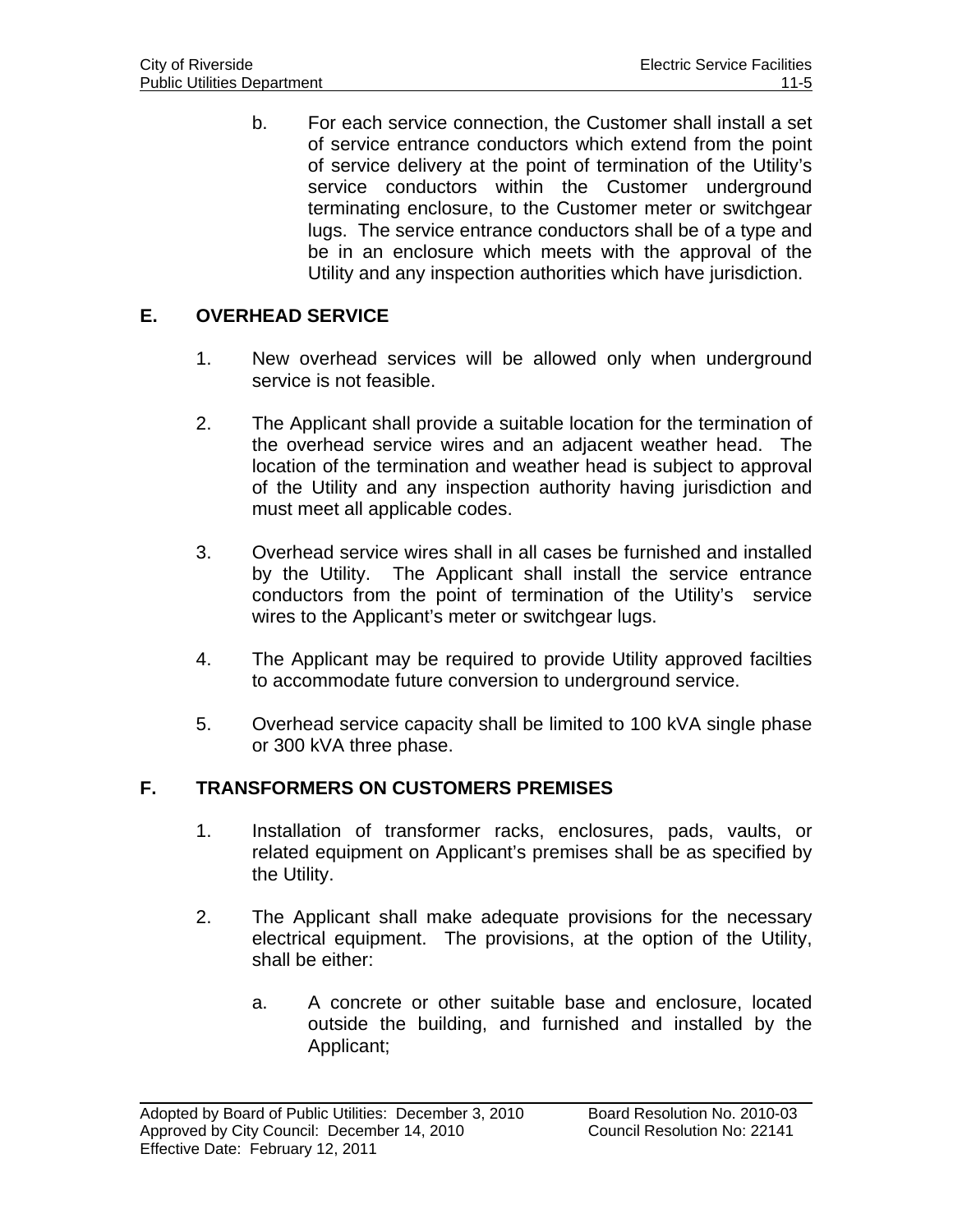b. For each service connection, the Customer shall install a set of service entrance conductors which extend from the point of service delivery at the point of termination of the Utility's service conductors within the Customer underground terminating enclosure, to the Customer meter or switchgear lugs. The service entrance conductors shall be of a type and be in an enclosure which meets with the approval of the Utility and any inspection authorities which have jurisdiction.

## E. OVERHEAD SERVICE

1. New overhead services will be allowed only when underground service is not feasible.

2. The Applicant shall provide a suitable location for the termination of the overhead service wires and an adjacent weather head. The location of the termination and weather head is subject to approval of the Utility and any inspection authority having jurisdiction and must meet all applicable codes.

3. Overhead service wires shall in all cases be furnished and installed by the Utility. The Applicant shall install the service entrance conductors from the point of termination of the Utility's service wires to the Applicant's meter or switchgear lugs.

4. The Applicant may be required to provide Utility approved facilties to accommodate future conversion to underground service.

5. Overhead service capacity shall be limited to 100 kVA single phase or 300 kVA three phase.

## F. TRANSFORMERS ON CUSTOMERS PREMISES

1. Installation of transformer racks, enclosures, pads, vaults, or related equipment on Applicant's premises shall be as specified by the Utility.

2. The Applicant shall make adequate provisions for the necessary electrical equipment. The provisions, at the option of the Utility, shall be either:

   a. A concrete or other suitable base and enclosure, located outside the building, and furnished and installed by the Applicant;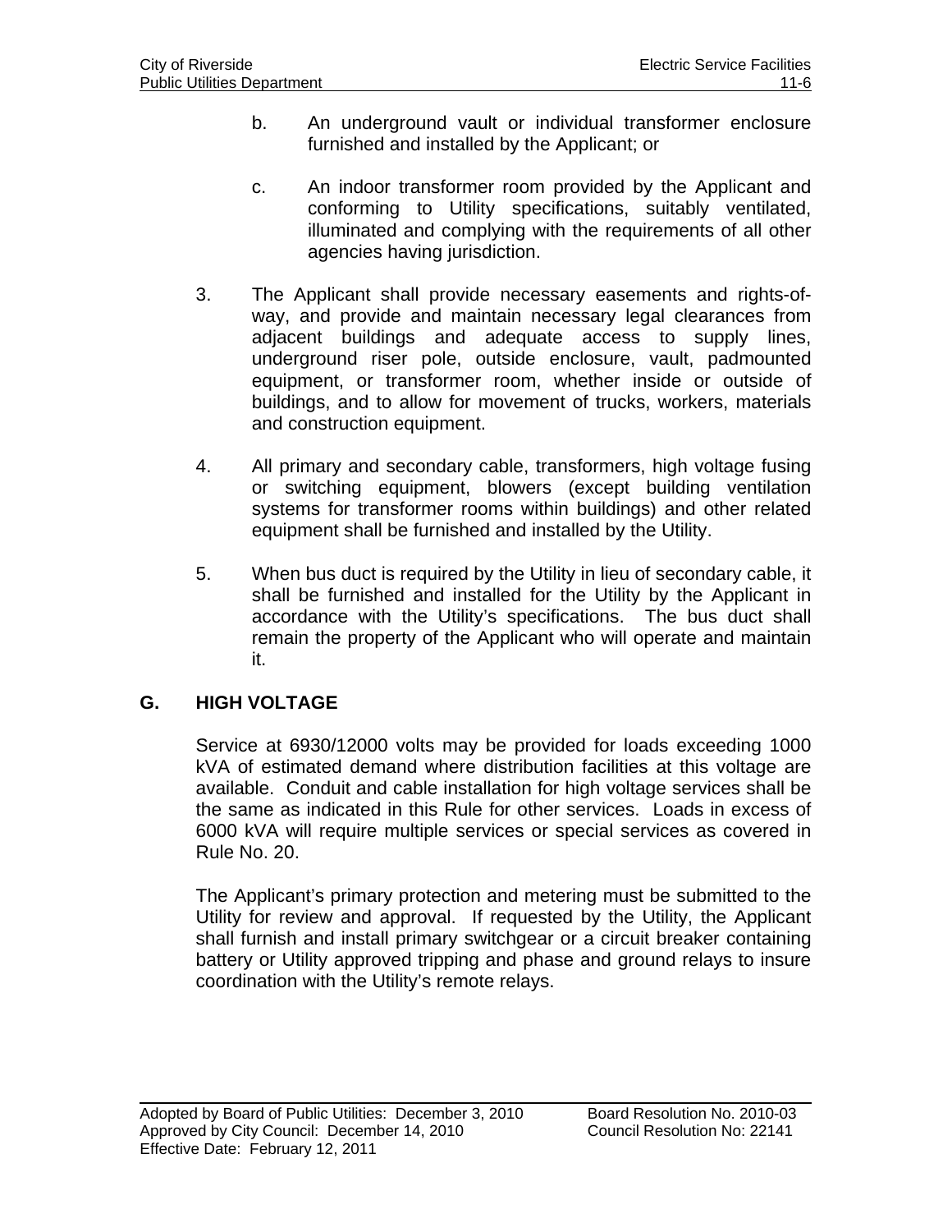b. An underground vault or individual transformer enclosure furnished and installed by the Applicant; or

c. An indoor transformer room provided by the Applicant and conforming to Utility specifications, suitably ventilated, illuminated and complying with the requirements of all other agencies having jurisdiction.

3. The Applicant shall provide necessary easements and rights-of-way, and provide and maintain necessary legal clearances from adjacent buildings and adequate access to supply lines, underground riser pole, outside enclosure, vault, padmounted equipment, or transformer room, whether inside or outside of buildings, and to allow for movement of trucks, workers, materials and construction equipment.

4. All primary and secondary cable, transformers, high voltage fusing or switching equipment, blowers (except building ventilation systems for transformer rooms within buildings) and other related equipment shall be furnished and installed by the Utility.

5. When bus duct is required by the Utility in lieu of secondary cable, it shall be furnished and installed for the Utility by the Applicant in accordance with the Utility's specifications. The bus duct shall remain the property of the Applicant who will operate and maintain it.

## G. HIGH VOLTAGE

Service at 6930/12000 volts may be provided for loads exceeding 1000 kVA of estimated demand where distribution facilities at this voltage are available. Conduit and cable installation for high voltage services shall be the same as indicated in this Rule for other services. Loads in excess of 6000 kVA will require multiple services or special services as covered in Rule No. 20.

The Applicant's primary protection and metering must be submitted to the Utility for review and approval. If requested by the Utility, the Applicant shall furnish and install primary switchgear or a circuit breaker containing battery or Utility approved tripping and phase and ground relays to insure coordination with the Utility's remote relays.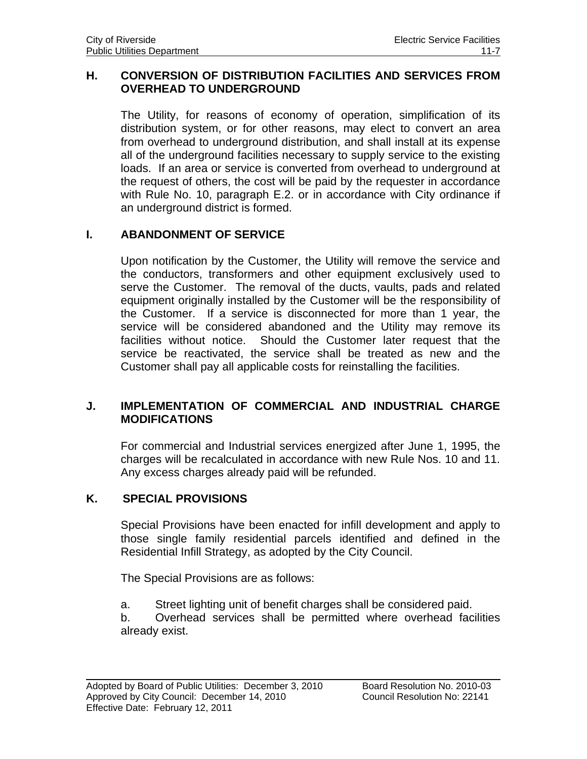## H. CONVERSION OF DISTRIBUTION FACILITIES AND SERVICES FROM OVERHEAD TO UNDERGROUND

The Utility, for reasons of economy of operation, simplification of its distribution system, or for other reasons, may elect to convert an area from overhead to underground distribution, and shall install at its expense all of the underground facilities necessary to supply service to the existing loads. If an area or service is converted from overhead to underground at the request of others, the cost will be paid by the requester in accordance with Rule No. 10, paragraph E.2. or in accordance with City ordinance if an underground district is formed.

## I. ABANDONMENT OF SERVICE

Upon notification by the Customer, the Utility will remove the service and the conductors, transformers and other equipment exclusively used to serve the Customer. The removal of the ducts, vaults, pads and related equipment originally installed by the Customer will be the responsibility of the Customer. If a service is disconnected for more than 1 year, the service will be considered abandoned and the Utility may remove its facilities without notice. Should the Customer later request that the service be reactivated, the service shall be treated as new and the Customer shall pay all applicable costs for reinstalling the facilities.

## J. IMPLEMENTATION OF COMMERCIAL AND INDUSTRIAL CHARGE MODIFICATIONS

For commercial and Industrial services energized after June 1, 1995, the charges will be recalculated in accordance with new Rule Nos. 10 and 11. Any excess charges already paid will be refunded.

## K. SPECIAL PROVISIONS

Special Provisions have been enacted for infill development and apply to those single family residential parcels identified and defined in the Residential Infill Strategy, as adopted by the City Council.

The Special Provisions are as follows:

a. Street lighting unit of benefit charges shall be considered paid.

b. Overhead services shall be permitted where overhead facilities already exist.

Adopted by Board of Public Utilities: December 3, 2010 Board Resolution No. 2010-03
Approved by City Council: December 14, 2010 Council Resolution No: 22141
Effective Date: February 12, 2011